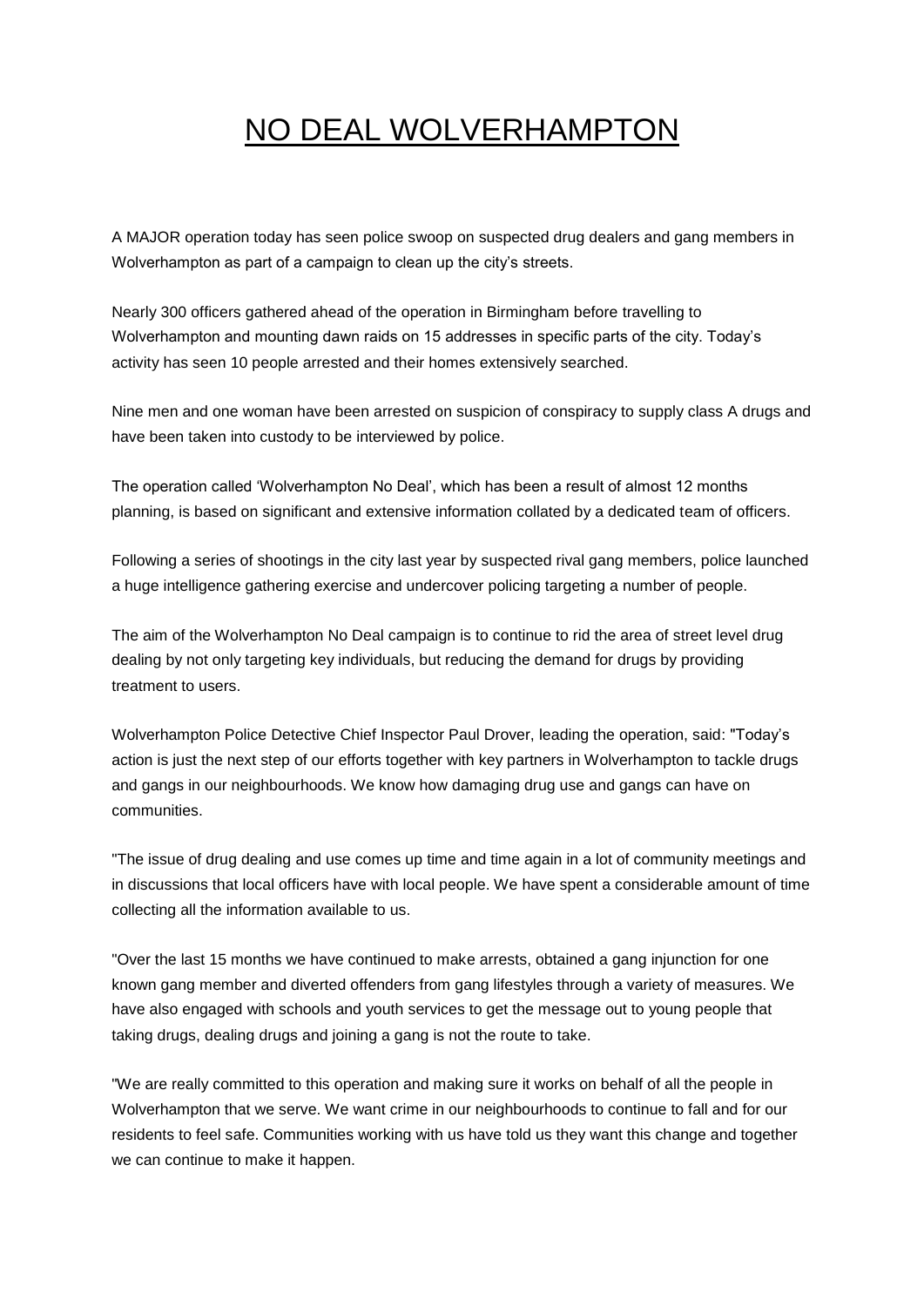# NO DEAL WOLVERHAMPTON

A MAJOR operation today has seen police swoop on suspected drug dealers and gang members in Wolverhampton as part of a campaign to clean up the city's streets.

Nearly 300 officers gathered ahead of the operation in Birmingham before travelling to Wolverhampton and mounting dawn raids on 15 addresses in specific parts of the city. Today's activity has seen 10 people arrested and their homes extensively searched.

Nine men and one woman have been arrested on suspicion of conspiracy to supply class A drugs and have been taken into custody to be interviewed by police.

The operation called 'Wolverhampton No Deal', which has been a result of almost 12 months planning, is based on significant and extensive information collated by a dedicated team of officers.

Following a series of shootings in the city last year by suspected rival gang members, police launched a huge intelligence gathering exercise and undercover policing targeting a number of people.

The aim of the Wolverhampton No Deal campaign is to continue to rid the area of street level drug dealing by not only targeting key individuals, but reducing the demand for drugs by providing treatment to users.

Wolverhampton Police Detective Chief Inspector Paul Drover, leading the operation, said: "Today's action is just the next step of our efforts together with key partners in Wolverhampton to tackle drugs and gangs in our neighbourhoods. We know how damaging drug use and gangs can have on communities.

"The issue of drug dealing and use comes up time and time again in a lot of community meetings and in discussions that local officers have with local people. We have spent a considerable amount of time collecting all the information available to us.

"Over the last 15 months we have continued to make arrests, obtained a gang injunction for one known gang member and diverted offenders from gang lifestyles through a variety of measures. We have also engaged with schools and youth services to get the message out to young people that taking drugs, dealing drugs and joining a gang is not the route to take.

"We are really committed to this operation and making sure it works on behalf of all the people in Wolverhampton that we serve. We want crime in our neighbourhoods to continue to fall and for our residents to feel safe. Communities working with us have told us they want this change and together we can continue to make it happen.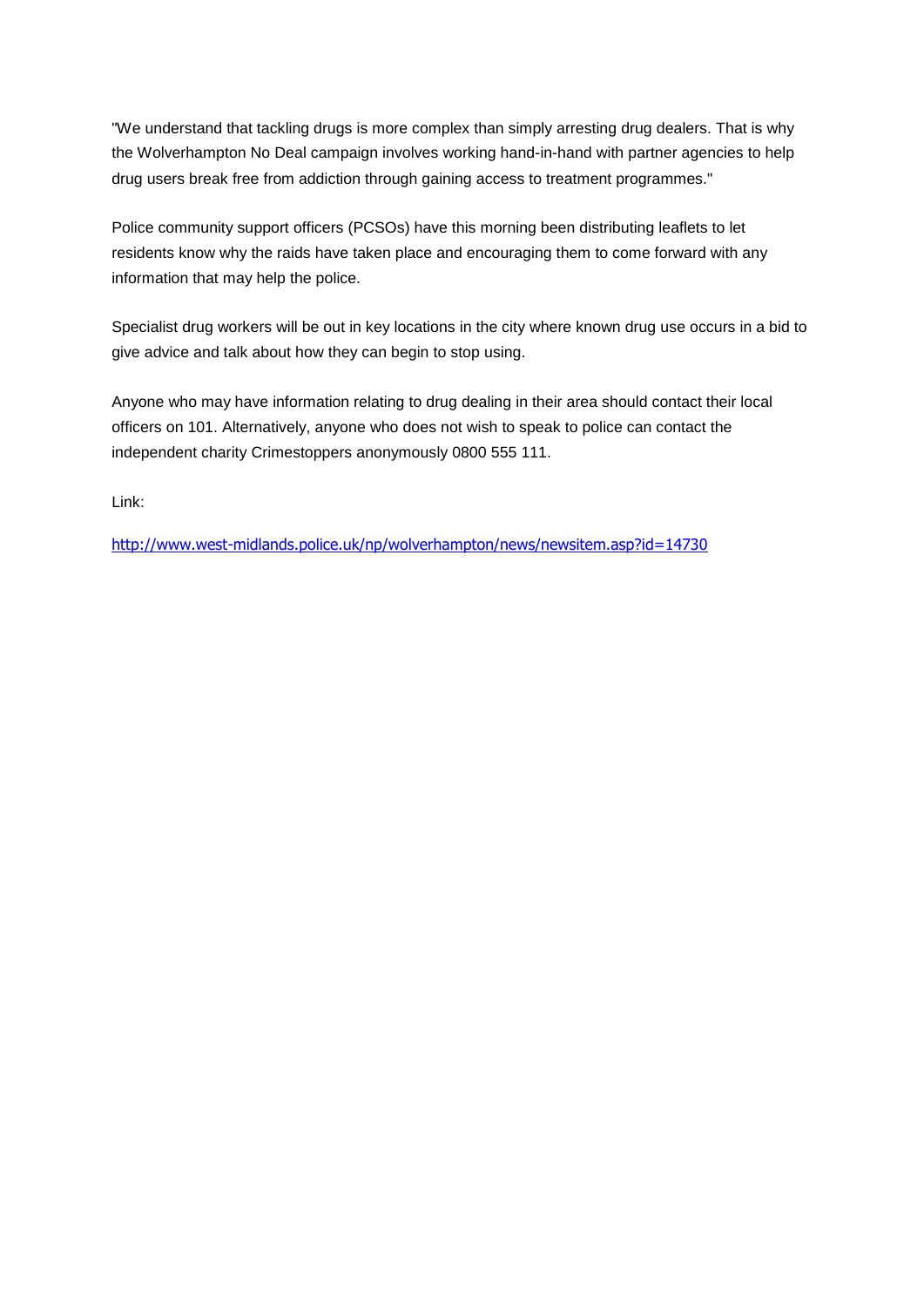"We understand that tackling drugs is more complex than simply arresting drug dealers. That is why the Wolverhampton No Deal campaign involves working hand-in-hand with partner agencies to help drug users break free from addiction through gaining access to treatment programmes."

Police community support officers (PCSOs) have this morning been distributing leaflets to let residents know why the raids have taken place and encouraging them to come forward with any information that may help the police.

Specialist drug workers will be out in key locations in the city where known drug use occurs in a bid to give advice and talk about how they can begin to stop using.

Anyone who may have information relating to drug dealing in their area should contact their local officers on 101. Alternatively, anyone who does not wish to speak to police can contact the independent charity Crimestoppers anonymously 0800 555 111.

Link:

http://www.west-midlands.police.uk/np/wolverhampton/news/newsitem.asp?id=14730